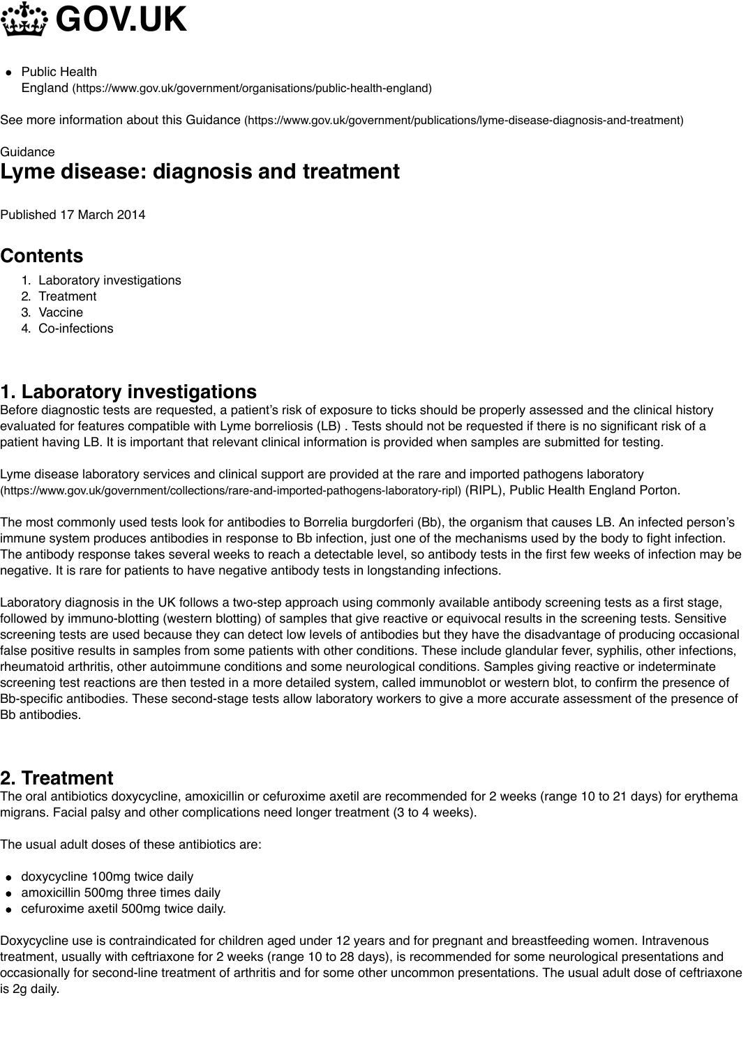# GOV.UK

- Public Health England (https://www.gov.uk/government/organisations/public-health-england)

See more information about this Guidance (https://www.gov.uk/government/publications/lyme-disease-diagnosis-and-treatment)

Guidance

# Lyme disease: diagnosis and treatment

Published 17 March 2014

## Contents

1. Laboratory investigations
2. Treatment
3. Vaccine
4. Co-infections

## 1. Laboratory investigations

Before diagnostic tests are requested, a patient's risk of exposure to ticks should be properly assessed and the clinical history evaluated for features compatible with Lyme borreliosis (LB) . Tests should not be requested if there is no significant risk of a patient having LB. It is important that relevant clinical information is provided when samples are submitted for testing.

Lyme disease laboratory services and clinical support are provided at the rare and imported pathogens laboratory (https://www.gov.uk/government/collections/rare-and-imported-pathogens-laboratory-ripl) (RIPL), Public Health England Porton.

The most commonly used tests look for antibodies to Borrelia burgdorferi (Bb), the organism that causes LB. An infected person's immune system produces antibodies in response to Bb infection, just one of the mechanisms used by the body to fight infection. The antibody response takes several weeks to reach a detectable level, so antibody tests in the first few weeks of infection may be negative. It is rare for patients to have negative antibody tests in longstanding infections.

Laboratory diagnosis in the UK follows a two-step approach using commonly available antibody screening tests as a first stage, followed by immuno-blotting (western blotting) of samples that give reactive or equivocal results in the screening tests. Sensitive screening tests are used because they can detect low levels of antibodies but they have the disadvantage of producing occasional false positive results in samples from some patients with other conditions. These include glandular fever, syphilis, other infections, rheumatoid arthritis, other autoimmune conditions and some neurological conditions. Samples giving reactive or indeterminate screening test reactions are then tested in a more detailed system, called immunoblot or western blot, to confirm the presence of Bb-specific antibodies. These second-stage tests allow laboratory workers to give a more accurate assessment of the presence of Bb antibodies.

## 2. Treatment

The oral antibiotics doxycycline, amoxicillin or cefuroxime axetil are recommended for 2 weeks (range 10 to 21 days) for erythema migrans. Facial palsy and other complications need longer treatment (3 to 4 weeks).

The usual adult doses of these antibiotics are:

- doxycycline 100mg twice daily
- amoxicillin 500mg three times daily
- cefuroxime axetil 500mg twice daily.

Doxycycline use is contraindicated for children aged under 12 years and for pregnant and breastfeeding women. Intravenous treatment, usually with ceftriaxone for 2 weeks (range 10 to 28 days), is recommended for some neurological presentations and occasionally for second-line treatment of arthritis and for some other uncommon presentations. The usual adult dose of ceftriaxone is 2g daily.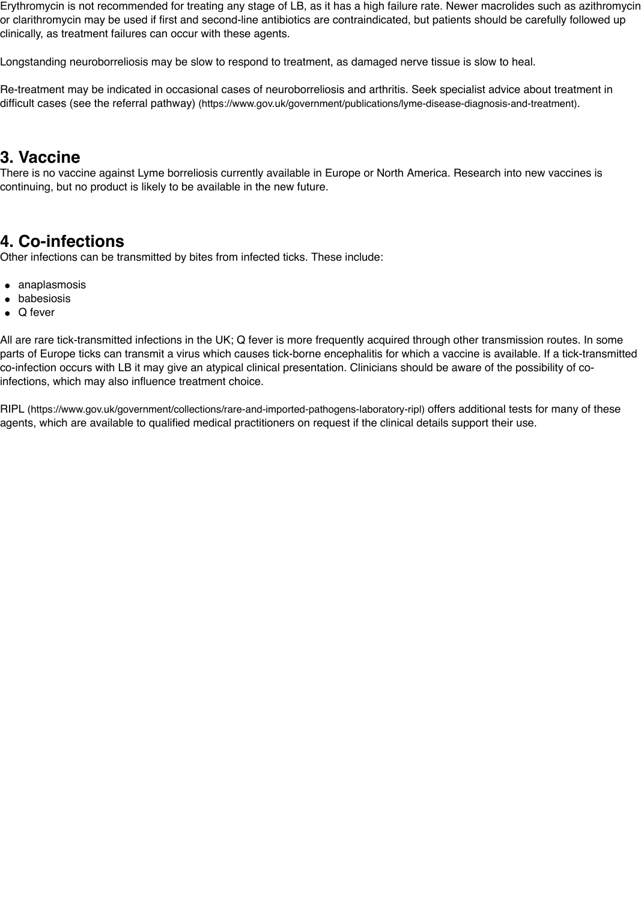Erythromycin is not recommended for treating any stage of LB, as it has a high failure rate. Newer macrolides such as azithromycin or clarithromycin may be used if first and second-line antibiotics are contraindicated, but patients should be carefully followed up clinically, as treatment failures can occur with these agents.

Longstanding neuroborreliosis may be slow to respond to treatment, as damaged nerve tissue is slow to heal.

Re-treatment may be indicated in occasional cases of neuroborreliosis and arthritis. Seek specialist advice about treatment in difficult cases (see the referral pathway) (https://www.gov.uk/government/publications/lyme-disease-diagnosis-and-treatment).

## 3. Vaccine

There is no vaccine against Lyme borreliosis currently available in Europe or North America. Research into new vaccines is continuing, but no product is likely to be available in the new future.

## 4. Co-infections

Other infections can be transmitted by bites from infected ticks. These include:

- anaplasmosis
- babesiosis
- Q fever

All are rare tick-transmitted infections in the UK; Q fever is more frequently acquired through other transmission routes. In some parts of Europe ticks can transmit a virus which causes tick-borne encephalitis for which a vaccine is available. If a tick-transmitted co-infection occurs with LB it may give an atypical clinical presentation. Clinicians should be aware of the possibility of co-infections, which may also influence treatment choice.

RIPL (https://www.gov.uk/government/collections/rare-and-imported-pathogens-laboratory-ripl) offers additional tests for many of these agents, which are available to qualified medical practitioners on request if the clinical details support their use.